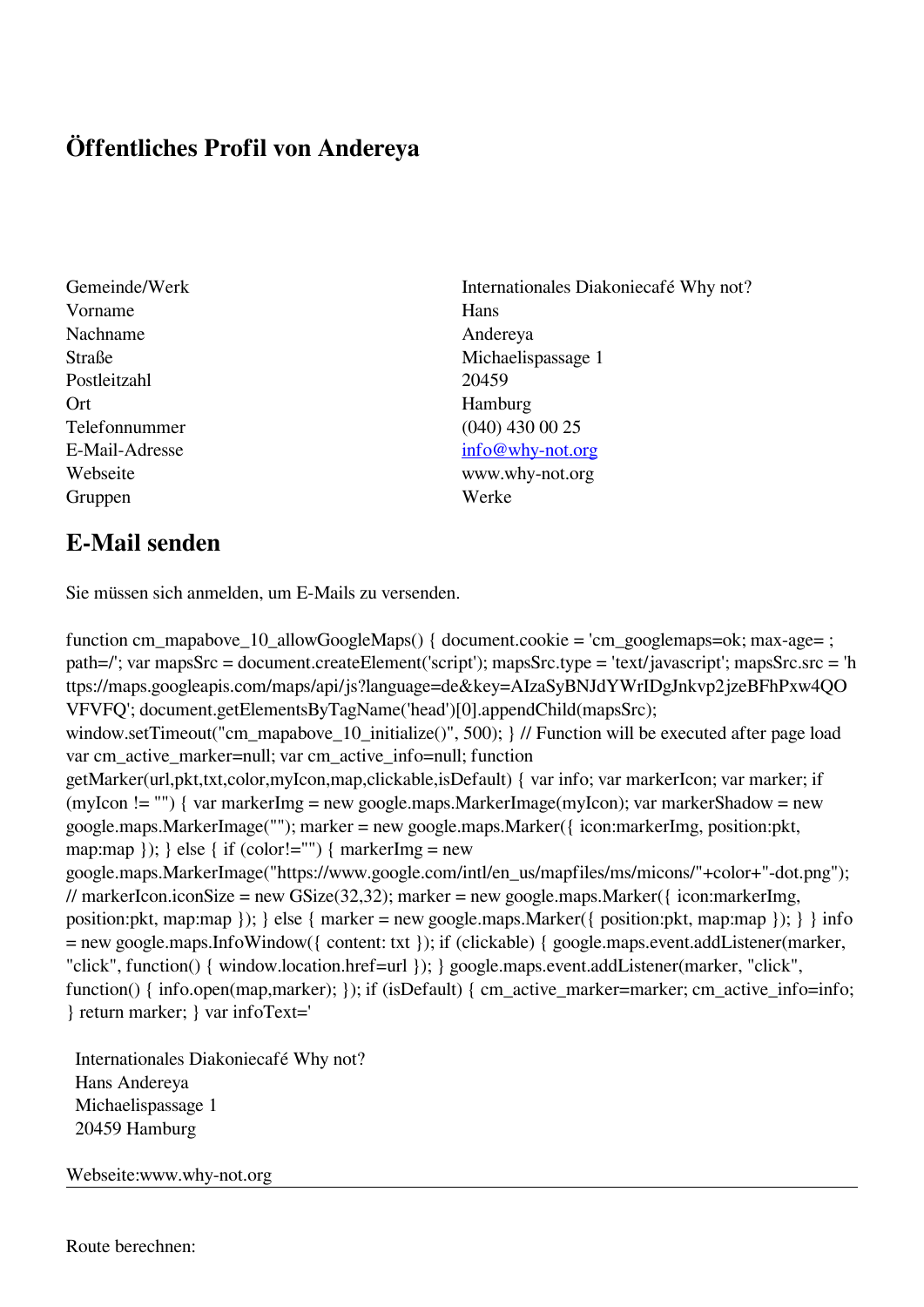# Öffentliches Profil von Andereya

| | |
|---|---|
| Gemeinde/Werk | Internationales Diakoniecafé Why not? |
| Vorname | Hans |
| Nachname | Andereya |
| Straße | Michaelispassage 1 |
| Postleitzahl | 20459 |
| Ort | Hamburg |
| Telefonnummer | (040) 430 00 25 |
| E-Mail-Adresse | info@why-not.org |
| Webseite | www.why-not.org |
| Gruppen | Werke |

## E-Mail senden

Sie müssen sich anmelden, um E-Mails zu versenden.

```
function cm_mapabove_10_allowGoogleMaps() { document.cookie = 'cm_googlemaps=ok; max-age= ; path=/'; var mapsSrc = document.createElement('script'); mapsSrc.type = 'text/javascript'; mapsSrc.src = 'https://maps.googleapis.com/maps/api/js?language=de&key=AIzaSyBNJdYWrIDgJnkvp2jzeBFhPxw4QOVFVFQ'; document.getElementsByTagName('head')[0].appendChild(mapsSrc); window.setTimeout("cm_mapabove_10_initialize()", 500); } // Function will be executed after page load var cm_active_marker=null; var cm_active_info=null; function getMarker(url,pkt,txt,color,myIcon,map,clickable,isDefault) { var info; var markerIcon; var marker; if (myIcon != "") { var markerImg = new google.maps.MarkerImage(myIcon); var markerShadow = new google.maps.MarkerImage(""); marker = new google.maps.Marker({ icon:markerImg, position:pkt, map:map }); } else { if (color!="") { markerImg = new google.maps.MarkerImage("https://www.google.com/intl/en_us/mapfiles/ms/micons/"+color+"-dot.png"); // markerIcon.iconSize = new GSize(32,32); marker = new google.maps.Marker({ icon:markerImg, position:pkt, map:map }); } else { marker = new google.maps.Marker({ position:pkt, map:map }); } } info = new google.maps.InfoWindow({ content: txt }); if (clickable) { google.maps.event.addListener(marker, "click", function() { window.location.href=url }); } google.maps.event.addListener(marker, "click", function() { info.open(map,marker); }); if (isDefault) { cm_active_marker=marker; cm_active_info=info; } return marker; } var infoText='
```

Internationales Diakoniecafé Why not?
Hans Andereya
Michaelispassage 1
20459 Hamburg

Webseite:www.why-not.org

---

Route berechnen: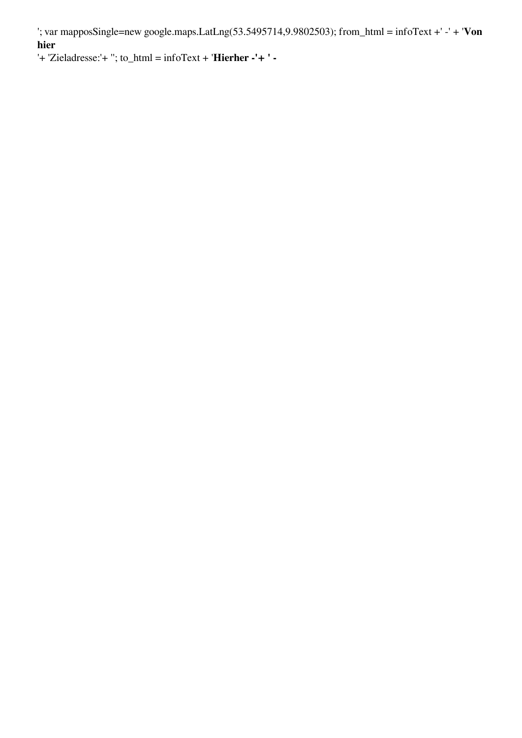'; var mapposSingle=new google.maps.LatLng(53.5495714,9.9802503); from_html = infoText +' -' + '**Von hier**

'+ 'Zieladresse:'+ ''; to_html = infoText + '**Hierher -'+ ' -**